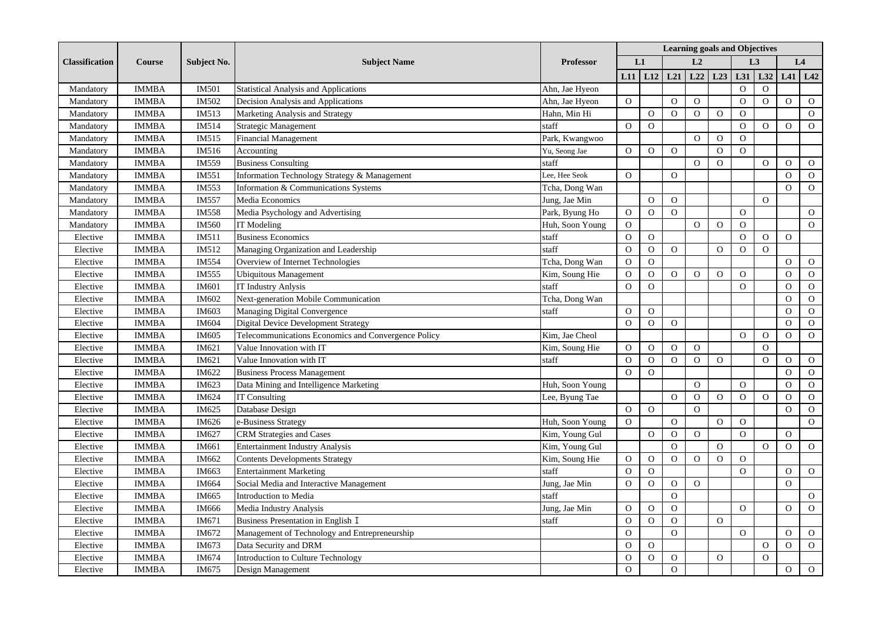| Classification | Course | Subject No. | Subject Name | Professor | Learning goals and Objectives | | | | | | | | |
|---|---|---|---|---|---|---|---|---|---|---|---|---|---|
| | | | | | L1 | | L2 | | | L3 | | L4 | |
| | | | | | L11 | L12 | L21 | L22 | L23 | L31 | L32 | L41 | L42 |
| Mandatory | IMMBA | IM501 | Statistical Analysis and Applications | Ahn, Jae Hyeon | | | | | | O | O | | |
| Mandatory | IMMBA | IM502 | Decision Analysis and Applications | Ahn, Jae Hyeon | O | | O | O | | O | O | O | O |
| Mandatory | IMMBA | IM513 | Marketing Analysis and Strategy | Hahn, Min Hi | | O | O | O | O | O | | | O |
| Mandatory | IMMBA | IM514 | Strategic Management | staff | O | O | | | | O | O | O | O |
| Mandatory | IMMBA | IM515 | Financial Management | Park, Kwangwoo | | | | O | O | O | | | |
| Mandatory | IMMBA | IM516 | Accounting | Yu, Seong Jae | O | O | O | | O | O | | | |
| Mandatory | IMMBA | IM559 | Business Consulting | staff | | | | O | O | | O | O | O |
| Mandatory | IMMBA | IM551 | Information Technology Strategy & Management | Lee, Hee Seok | O | | O | | | | | O | O |
| Mandatory | IMMBA | IM553 | Information & Communications Systems | Tcha, Dong Wan | | | | | | | | O | O |
| Mandatory | IMMBA | IM557 | Media Economics | Jung, Jae Min | | O | O | | | | O | | |
| Mandatory | IMMBA | IM558 | Media Psychology and Advertising | Park, Byung Ho | O | O | O | | | O | | | O |
| Mandatory | IMMBA | IM560 | IT Modeling | Huh, Soon Young | O | | | O | O | O | | | O |
| Elective | IMMBA | IM511 | Business Economics | staff | O | O | | | | O | O | O | |
| Elective | IMMBA | IM512 | Managing Organization and Leadership | staff | O | O | O | | O | O | O | | |
| Elective | IMMBA | IM554 | Overview of Internet Technologies | Tcha, Dong Wan | O | O | | | | | | O | O |
| Elective | IMMBA | IM555 | Ubiquitous Management | Kim, Soung Hie | O | O | O | O | O | O | | O | O |
| Elective | IMMBA | IM601 | IT Industry Anlysis | staff | O | O | | | | O | | O | O |
| Elective | IMMBA | IM602 | Next-generation Mobile Communication | Tcha, Dong Wan | | | | | | | | O | O |
| Elective | IMMBA | IM603 | Managing Digital Convergence | staff | O | O | | | | | | O | O |
| Elective | IMMBA | IM604 | Digital Device Development Strategy | | O | O | O | | | | | O | O |
| Elective | IMMBA | IM605 | Telecommunications Economics and Convergence Policy | Kim, Jae Cheol | | | | | | O | O | O | O |
| Elective | IMMBA | IM621 | Value Innovation with IT | Kim, Soung Hie | O | O | O | O | | | O | | |
| Elective | IMMBA | IM621 | Value Innovation with IT | staff | O | O | O | O | O | | O | O | O |
| Elective | IMMBA | IM622 | Business Process Management | | O | O | | | | | | O | O |
| Elective | IMMBA | IM623 | Data Mining and Intelligence Marketing | Huh, Soon Young | | | | O | | O | | O | O |
| Elective | IMMBA | IM624 | IT Consulting | Lee, Byung Tae | | | O | O | O | O | O | O | O |
| Elective | IMMBA | IM625 | Database Design | | O | O | | O | | | | O | O |
| Elective | IMMBA | IM626 | e-Business Strategy | Huh, Soon Young | O | | O | | O | O | | | O |
| Elective | IMMBA | IM627 | CRM Strategies and Cases | Kim, Young Gul | | O | O | O | | O | | O | |
| Elective | IMMBA | IM661 | Entertainment Industry Analysis | Kim, Young Gul | | | O | | O | | O | O | O |
| Elective | IMMBA | IM662 | Contents Developments Strategy | Kim, Soung Hie | O | O | O | O | O | O | | | |
| Elective | IMMBA | IM663 | Entertainment Marketing | staff | O | O | | | | O | | O | O |
| Elective | IMMBA | IM664 | Social Media and Interactive Management | Jung, Jae Min | O | O | O | O | | | | O | |
| Elective | IMMBA | IM665 | Introduction to Media | staff | | | O | | | | | | O |
| Elective | IMMBA | IM666 | Media Industry Analysis | Jung, Jae Min | O | O | O | | | O | | O | O |
| Elective | IMMBA | IM671 | Business Presentation in English Ⅰ | staff | O | O | O | | O | | | | |
| Elective | IMMBA | IM672 | Management of Technology and Entrepreneurship | | O | | O | | | O | | O | O |
| Elective | IMMBA | IM673 | Data Security and DRM | | O | O | | | | | O | O | O |
| Elective | IMMBA | IM674 | Introduction to Culture Technology | | O | O | O | | O | | O | | |
| Elective | IMMBA | IM675 | Design Management | | O | | O | | | | | O | O |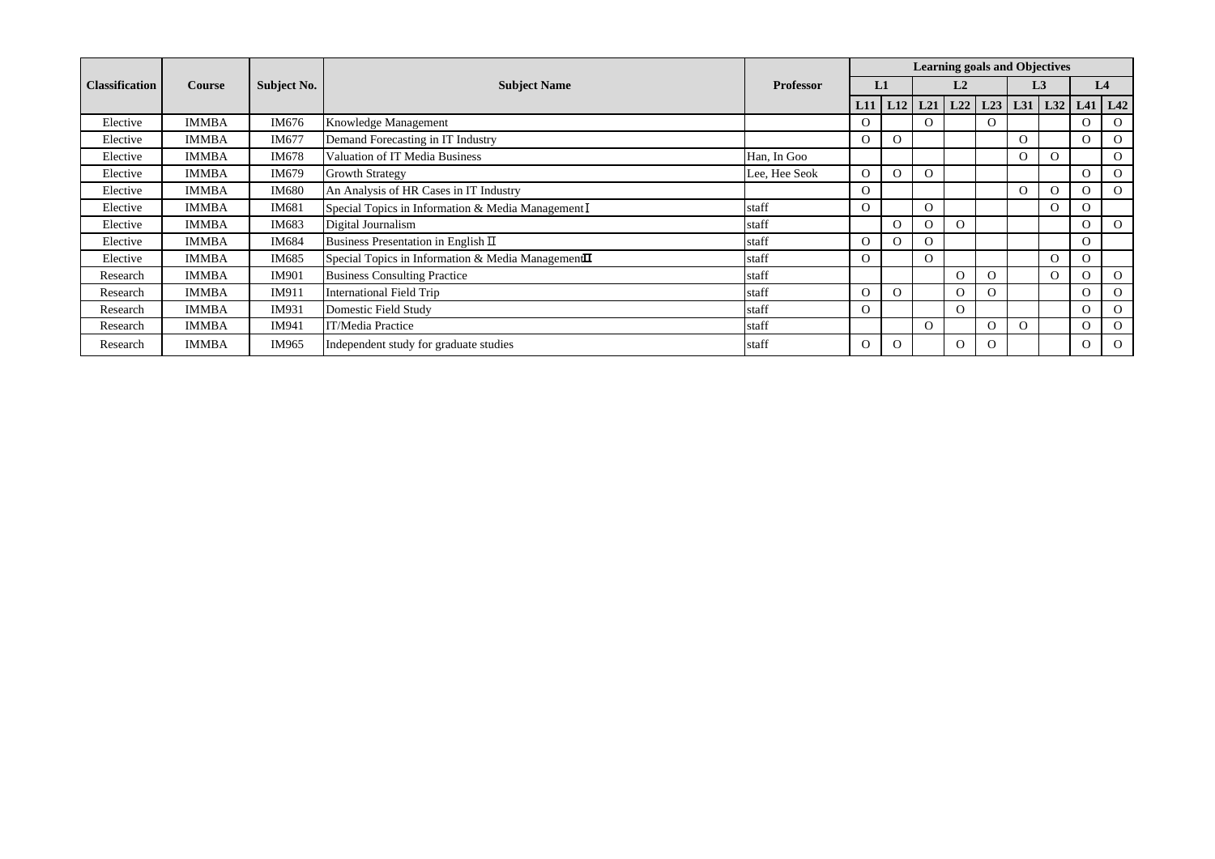| Classification | Course | Subject No. | Subject Name | Professor | Learning goals and Objectives | | | | | | | | |
|---|---|---|---|---|---|---|---|---|---|---|---|---|---|
| | | | | | L1 | | L2 | | | L3 | | L4 | |
| | | | | | L11 | L12 | L21 | L22 | L23 | L31 | L32 | L41 | L42 |
| Elective | IMMBA | IM676 | Knowledge Management | | O | | O | | O | | | O | O |
| Elective | IMMBA | IM677 | Demand Forecasting in IT Industry | | O | O | | | | O | | O | O |
| Elective | IMMBA | IM678 | Valuation of IT Media Business | Han, In Goo | | | | | | O | O | | O |
| Elective | IMMBA | IM679 | Growth Strategy | Lee, Hee Seok | O | O | O | | | | | O | O |
| Elective | IMMBA | IM680 | An Analysis of HR Cases in IT Industry | | O | | | | | O | O | O | O |
| Elective | IMMBA | IM681 | Special Topics in Information & Media Management Ⅰ | staff | O | | O | | | | O | O | |
| Elective | IMMBA | IM683 | Digital Journalism | staff | | O | O | O | | | | O | O |
| Elective | IMMBA | IM684 | Business Presentation in English Ⅱ | staff | O | O | O | | | | | O | |
| Elective | IMMBA | IM685 | Special Topics in Information & Media Management Ⅱ | staff | O | | O | | | | O | O | |
| Research | IMMBA | IM901 | Business Consulting Practice | staff | | | | O | O | | O | O | O |
| Research | IMMBA | IM911 | International Field Trip | staff | O | O | | O | O | | | O | O |
| Research | IMMBA | IM931 | Domestic Field Study | staff | O | | | O | | | | O | O |
| Research | IMMBA | IM941 | IT/Media Practice | staff | | | O | | O | O | | O | O |
| Research | IMMBA | IM965 | Independent study for graduate studies | staff | O | O | | O | O | | | O | O |